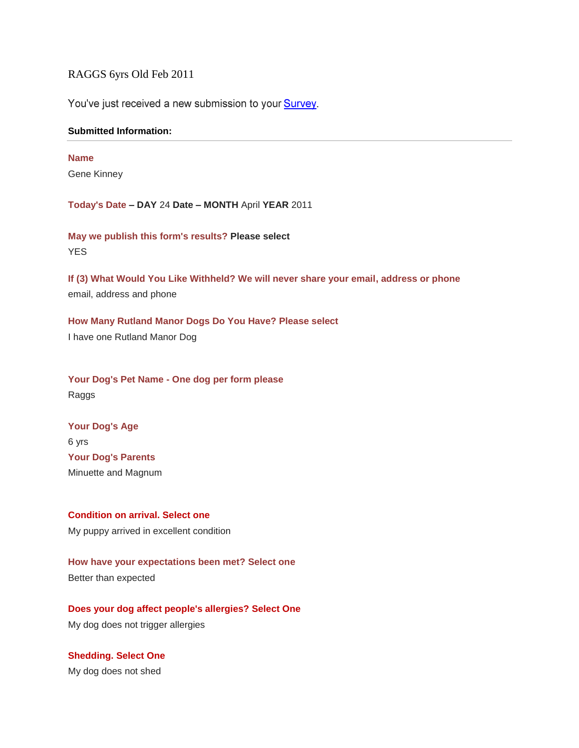# RAGGS 6yrs Old Feb 2011

You've just received a new submission to your Survey.

**Submitted Information:**

---

**Name**
Gene Kinney

**Today's Date – DAY** 24 **Date – MONTH** April **YEAR** 2011

**May we publish this form's results? Please select**
YES

**If (3) What Would You Like Withheld? We will never share your email, address or phone**
email, address and phone

**How Many Rutland Manor Dogs Do You Have? Please select**
I have one Rutland Manor Dog

**Your Dog's Pet Name - One dog per form please**
Raggs

**Your Dog's Age**
6 yrs

**Your Dog's Parents**
Minuette and Magnum

**Condition on arrival. Select one**
My puppy arrived in excellent condition

**How have your expectations been met? Select one**
Better than expected

**Does your dog affect people's allergies? Select One**
My dog does not trigger allergies

**Shedding. Select One**
My dog does not shed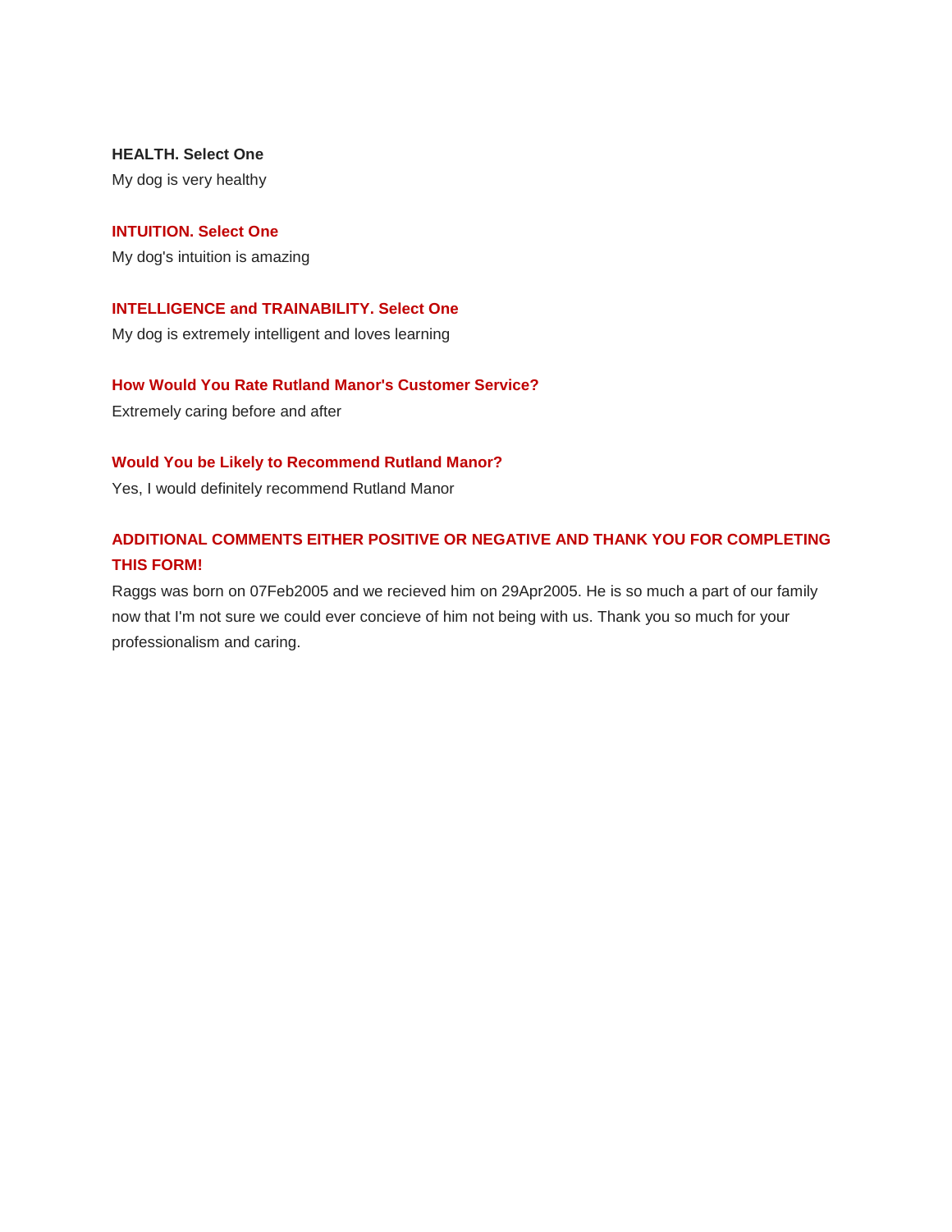**HEALTH. Select One**

My dog is very healthy

**INTUITION. Select One**

My dog's intuition is amazing

**INTELLIGENCE and TRAINABILITY. Select One**

My dog is extremely intelligent and loves learning

**How Would You Rate Rutland Manor's Customer Service?**

Extremely caring before and after

**Would You be Likely to Recommend Rutland Manor?**

Yes, I would definitely recommend Rutland Manor

**ADDITIONAL COMMENTS EITHER POSITIVE OR NEGATIVE AND THANK YOU FOR COMPLETING THIS FORM!**

Raggs was born on 07Feb2005 and we recieved him on 29Apr2005. He is so much a part of our family now that I'm not sure we could ever concieve of him not being with us. Thank you so much for your professionalism and caring.